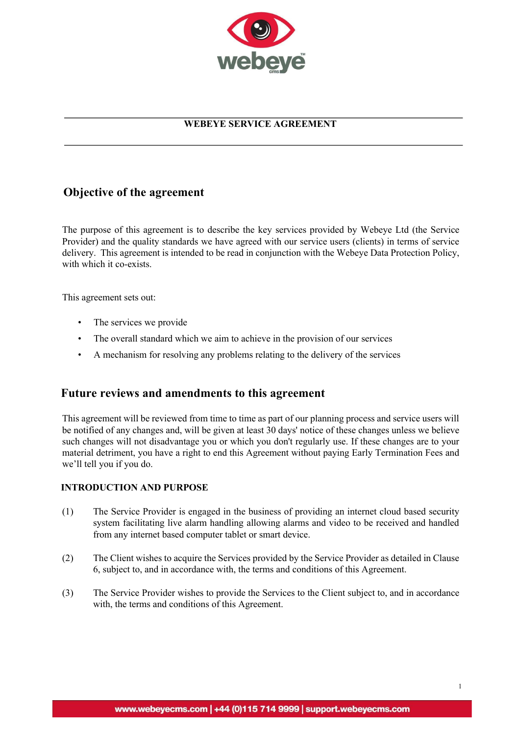# WEBEYE SERVICE AGREEMENT

## Objective of the agreement

The purpose of this agreement is to describe the key services provided by Webeye Ltd (the Service Provider) and the quality standards we have agreed with our service users (clients) in terms of service delivery. This agreement is intended to be read in conjunction with the Webeye Data Protection Policy, with which it co-exists.

This agreement sets out:

- The services we provide
- The overall standard which we aim to achieve in the provision of our services
- A mechanism for resolving any problems relating to the delivery of the services

## Future reviews and amendments to this agreement

This agreement will be reviewed from time to time as part of our planning process and service users will be notified of any changes and, will be given at least 30 days' notice of these changes unless we believe such changes will not disadvantage you or which you don't regularly use. If these changes are to your material detriment, you have a right to end this Agreement without paying Early Termination Fees and we'll tell you if you do.

**INTRODUCTION AND PURPOSE**

(1) The Service Provider is engaged in the business of providing an internet cloud based security system facilitating live alarm handling allowing alarms and video to be received and handled from any internet based computer tablet or smart device.

(2) The Client wishes to acquire the Services provided by the Service Provider as detailed in Clause 6, subject to, and in accordance with, the terms and conditions of this Agreement.

(3) The Service Provider wishes to provide the Services to the Client subject to, and in accordance with, the terms and conditions of this Agreement.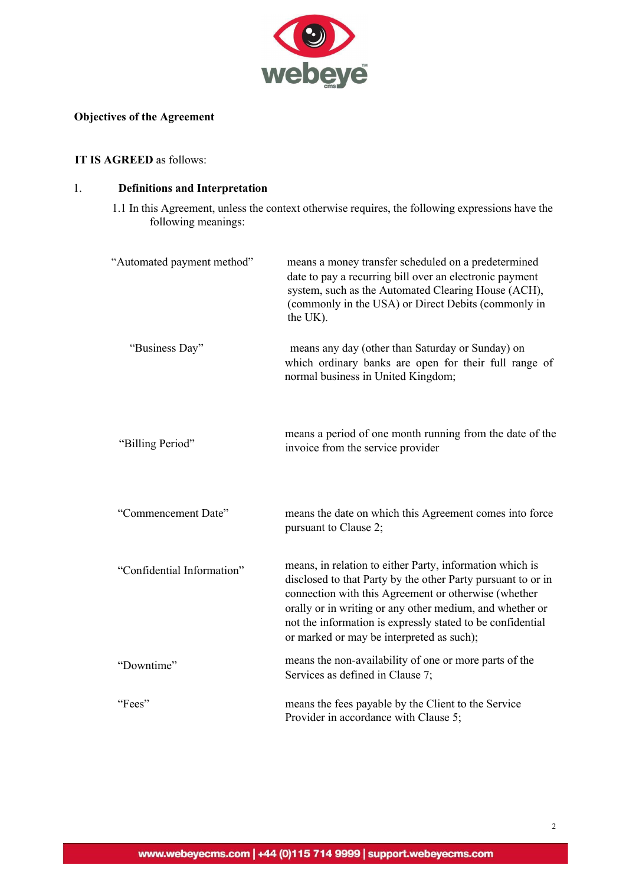**Objectives of the Agreement**

**IT IS AGREED** as follows:

1. **Definitions and Interpretation**

1.1 In this Agreement, unless the context otherwise requires, the following expressions have the following meanings:

| | |
|---|---|
| "Automated payment method" | means a money transfer scheduled on a predetermined date to pay a recurring bill over an electronic payment system, such as the Automated Clearing House (ACH), (commonly in the USA) or Direct Debits (commonly in the UK). |
| "Business Day" | means any day (other than Saturday or Sunday) on which ordinary banks are open for their full range of normal business in United Kingdom; |
| "Billing Period" | means a period of one month running from the date of the invoice from the service provider |
| "Commencement Date" | means the date on which this Agreement comes into force pursuant to Clause 2; |
| "Confidential Information" | means, in relation to either Party, information which is disclosed to that Party by the other Party pursuant to or in connection with this Agreement or otherwise (whether orally or in writing or any other medium, and whether or not the information is expressly stated to be confidential or marked or may be interpreted as such); |
| "Downtime" | means the non-availability of one or more parts of the Services as defined in Clause 7; |
| "Fees" | means the fees payable by the Client to the Service Provider in accordance with Clause 5; |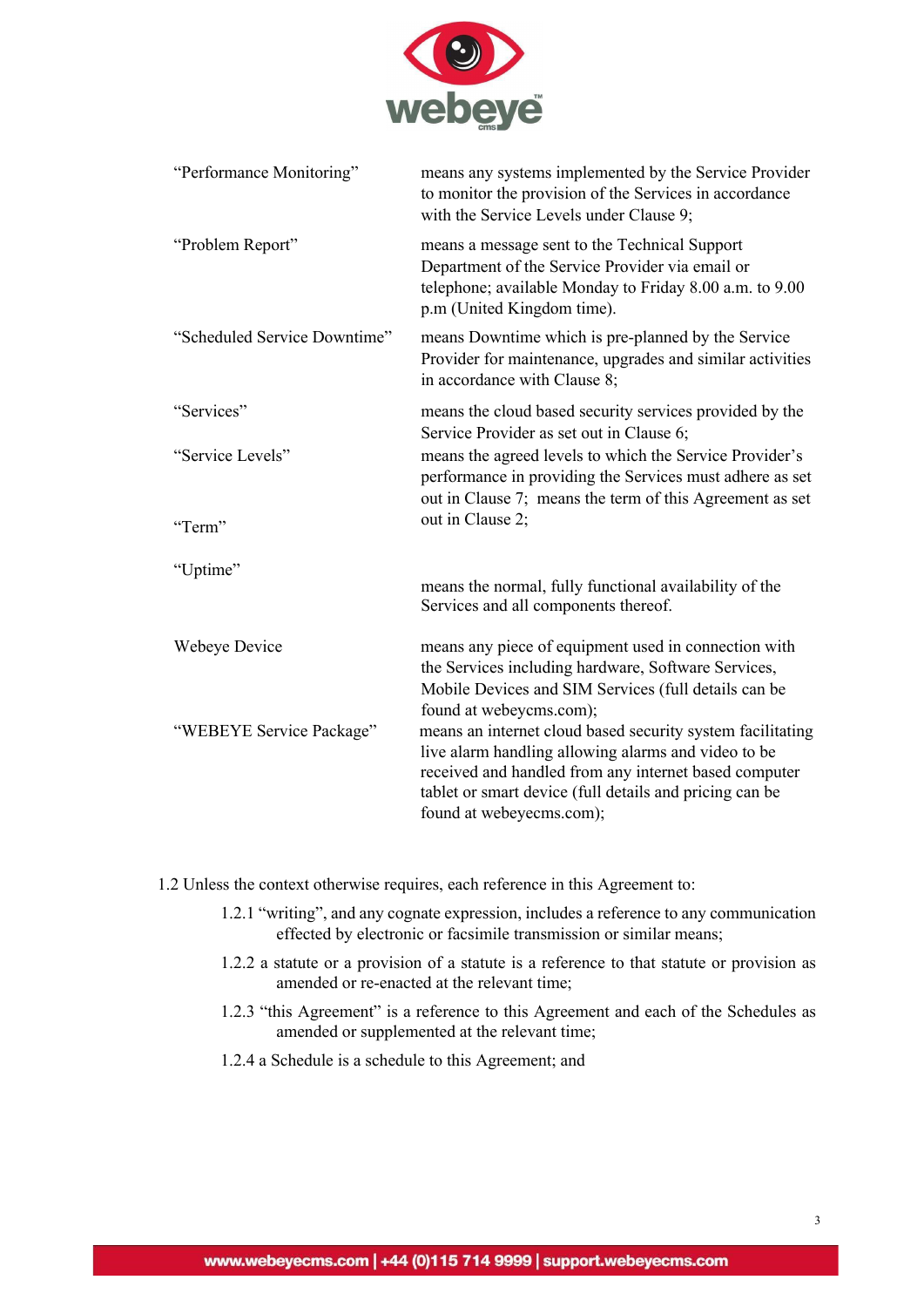| | |
|---|---|
| "Performance Monitoring" | means any systems implemented by the Service Provider to monitor the provision of the Services in accordance with the Service Levels under Clause 9; |
| "Problem Report" | means a message sent to the Technical Support Department of the Service Provider via email or telephone; available Monday to Friday 8.00 a.m. to 9.00 p.m (United Kingdom time). |
| "Scheduled Service Downtime" | means Downtime which is pre-planned by the Service Provider for maintenance, upgrades and similar activities in accordance with Clause 8; |
| "Services" | means the cloud based security services provided by the Service Provider as set out in Clause 6; |
| "Service Levels" | means the agreed levels to which the Service Provider's performance in providing the Services must adhere as set out in Clause 7; |
| "Term" | means the term of this Agreement as set out in Clause 2; |
| "Uptime" | means the normal, fully functional availability of the Services and all components thereof. |
| Webeye Device | means any piece of equipment used in connection with the Services including hardware, Software Services, Mobile Devices and SIM Services (full details can be found at webeycms.com); |
| "WEBEYE Service Package" | means an internet cloud based security system facilitating live alarm handling allowing alarms and video to be received and handled from any internet based computer tablet or smart device (full details and pricing can be found at webeyecms.com); |

1.2 Unless the context otherwise requires, each reference in this Agreement to:

1.2.1 "writing", and any cognate expression, includes a reference to any communication effected by electronic or facsimile transmission or similar means;

1.2.2 a statute or a provision of a statute is a reference to that statute or provision as amended or re-enacted at the relevant time;

1.2.3 "this Agreement" is a reference to this Agreement and each of the Schedules as amended or supplemented at the relevant time;

1.2.4 a Schedule is a schedule to this Agreement; and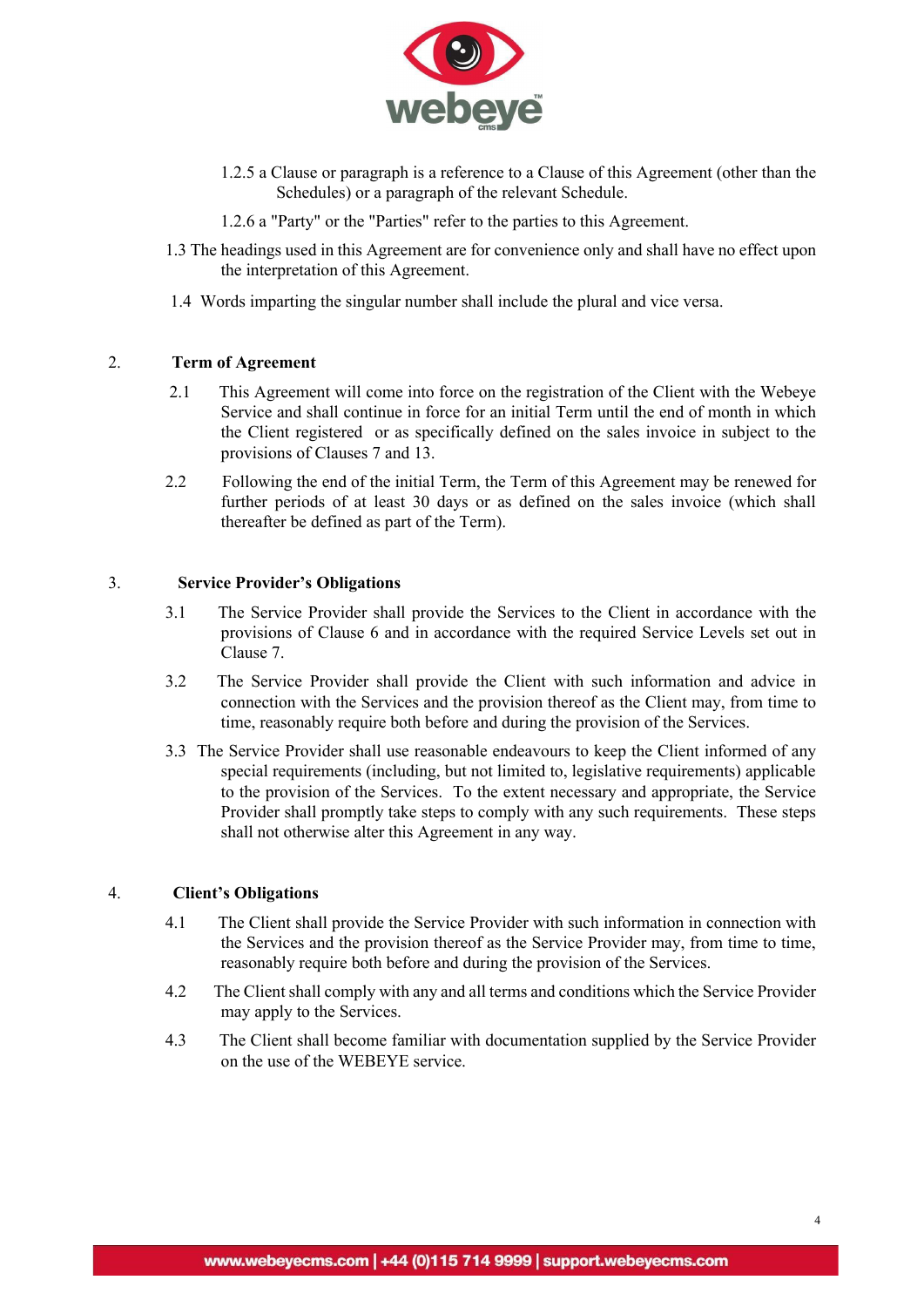1.2.5 a Clause or paragraph is a reference to a Clause of this Agreement (other than the Schedules) or a paragraph of the relevant Schedule.

1.2.6 a "Party" or the "Parties" refer to the parties to this Agreement.

1.3 The headings used in this Agreement are for convenience only and shall have no effect upon the interpretation of this Agreement.

1.4 Words imparting the singular number shall include the plural and vice versa.

## 2. Term of Agreement

2.1 This Agreement will come into force on the registration of the Client with the Webeye Service and shall continue in force for an initial Term until the end of month in which the Client registered or as specifically defined on the sales invoice in subject to the provisions of Clauses 7 and 13.

2.2 Following the end of the initial Term, the Term of this Agreement may be renewed for further periods of at least 30 days or as defined on the sales invoice (which shall thereafter be defined as part of the Term).

## 3. Service Provider's Obligations

3.1 The Service Provider shall provide the Services to the Client in accordance with the provisions of Clause 6 and in accordance with the required Service Levels set out in Clause 7.

3.2 The Service Provider shall provide the Client with such information and advice in connection with the Services and the provision thereof as the Client may, from time to time, reasonably require both before and during the provision of the Services.

3.3 The Service Provider shall use reasonable endeavours to keep the Client informed of any special requirements (including, but not limited to, legislative requirements) applicable to the provision of the Services. To the extent necessary and appropriate, the Service Provider shall promptly take steps to comply with any such requirements. These steps shall not otherwise alter this Agreement in any way.

## 4. Client's Obligations

4.1 The Client shall provide the Service Provider with such information in connection with the Services and the provision thereof as the Service Provider may, from time to time, reasonably require both before and during the provision of the Services.

4.2 The Client shall comply with any and all terms and conditions which the Service Provider may apply to the Services.

4.3 The Client shall become familiar with documentation supplied by the Service Provider on the use of the WEBEYE service.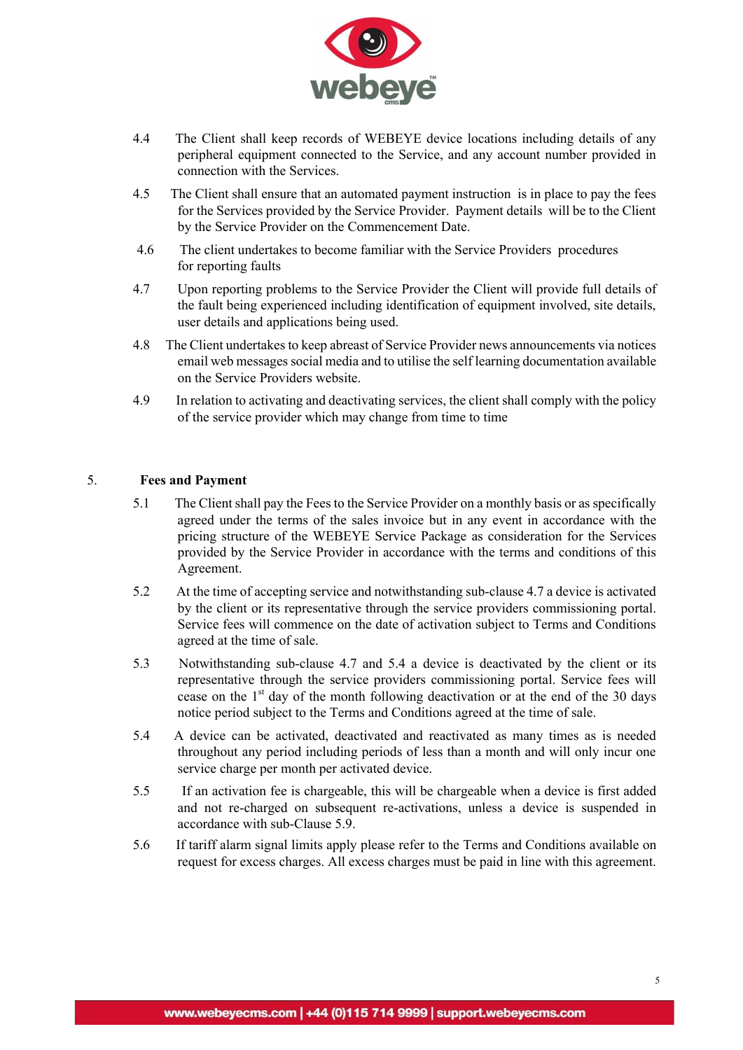4.4 The Client shall keep records of WEBEYE device locations including details of any peripheral equipment connected to the Service, and any account number provided in connection with the Services.

4.5 The Client shall ensure that an automated payment instruction is in place to pay the fees for the Services provided by the Service Provider. Payment details will be to the Client by the Service Provider on the Commencement Date.

4.6 The client undertakes to become familiar with the Service Providers procedures for reporting faults

4.7 Upon reporting problems to the Service Provider the Client will provide full details of the fault being experienced including identification of equipment involved, site details, user details and applications being used.

4.8 The Client undertakes to keep abreast of Service Provider news announcements via notices email web messages social media and to utilise the self learning documentation available on the Service Providers website.

4.9 In relation to activating and deactivating services, the client shall comply with the policy of the service provider which may change from time to time

5. **Fees and Payment**

5.1 The Client shall pay the Fees to the Service Provider on a monthly basis or as specifically agreed under the terms of the sales invoice but in any event in accordance with the pricing structure of the WEBEYE Service Package as consideration for the Services provided by the Service Provider in accordance with the terms and conditions of this Agreement.

5.2 At the time of accepting service and notwithstanding sub-clause 4.7 a device is activated by the client or its representative through the service providers commissioning portal. Service fees will commence on the date of activation subject to Terms and Conditions agreed at the time of sale.

5.3 Notwithstanding sub-clause 4.7 and 5.4 a device is deactivated by the client or its representative through the service providers commissioning portal. Service fees will cease on the 1st day of the month following deactivation or at the end of the 30 days notice period subject to the Terms and Conditions agreed at the time of sale.

5.4 A device can be activated, deactivated and reactivated as many times as is needed throughout any period including periods of less than a month and will only incur one service charge per month per activated device.

5.5 If an activation fee is chargeable, this will be chargeable when a device is first added and not re-charged on subsequent re-activations, unless a device is suspended in accordance with sub-Clause 5.9.

5.6 If tariff alarm signal limits apply please refer to the Terms and Conditions available on request for excess charges. All excess charges must be paid in line with this agreement.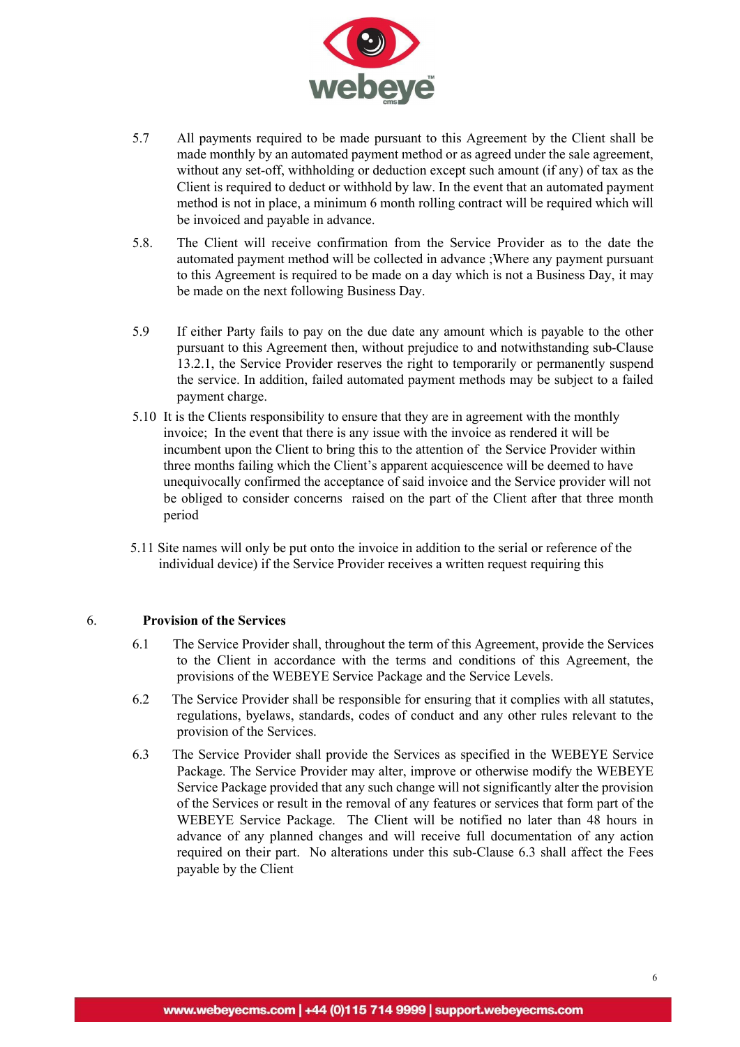5.7 All payments required to be made pursuant to this Agreement by the Client shall be made monthly by an automated payment method or as agreed under the sale agreement, without any set-off, withholding or deduction except such amount (if any) of tax as the Client is required to deduct or withhold by law. In the event that an automated payment method is not in place, a minimum 6 month rolling contract will be required which will be invoiced and payable in advance.

5.8. The Client will receive confirmation from the Service Provider as to the date the automated payment method will be collected in advance ;Where any payment pursuant to this Agreement is required to be made on a day which is not a Business Day, it may be made on the next following Business Day.

5.9 If either Party fails to pay on the due date any amount which is payable to the other pursuant to this Agreement then, without prejudice to and notwithstanding sub-Clause 13.2.1, the Service Provider reserves the right to temporarily or permanently suspend the service. In addition, failed automated payment methods may be subject to a failed payment charge.

5.10 It is the Clients responsibility to ensure that they are in agreement with the monthly invoice; In the event that there is any issue with the invoice as rendered it will be incumbent upon the Client to bring this to the attention of the Service Provider within three months failing which the Client's apparent acquiescence will be deemed to have unequivocally confirmed the acceptance of said invoice and the Service provider will not be obliged to consider concerns raised on the part of the Client after that three month period

5.11 Site names will only be put onto the invoice in addition to the serial or reference of the individual device) if the Service Provider receives a written request requiring this

## 6. Provision of the Services

6.1 The Service Provider shall, throughout the term of this Agreement, provide the Services to the Client in accordance with the terms and conditions of this Agreement, the provisions of the WEBEYE Service Package and the Service Levels.

6.2 The Service Provider shall be responsible for ensuring that it complies with all statutes, regulations, byelaws, standards, codes of conduct and any other rules relevant to the provision of the Services.

6.3 The Service Provider shall provide the Services as specified in the WEBEYE Service Package. The Service Provider may alter, improve or otherwise modify the WEBEYE Service Package provided that any such change will not significantly alter the provision of the Services or result in the removal of any features or services that form part of the WEBEYE Service Package. The Client will be notified no later than 48 hours in advance of any planned changes and will receive full documentation of any action required on their part. No alterations under this sub-Clause 6.3 shall affect the Fees payable by the Client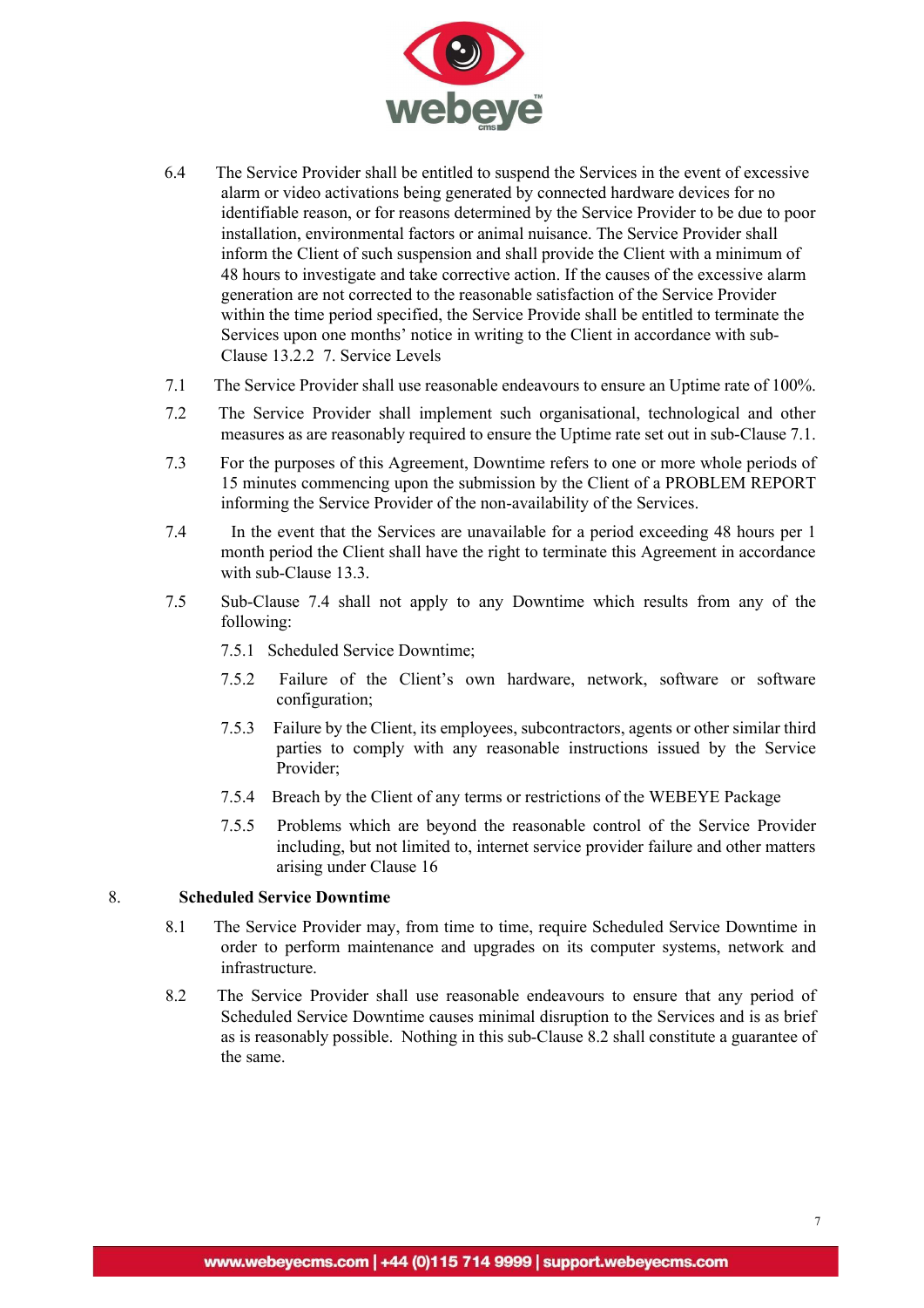6.4 The Service Provider shall be entitled to suspend the Services in the event of excessive alarm or video activations being generated by connected hardware devices for no identifiable reason, or for reasons determined by the Service Provider to be due to poor installation, environmental factors or animal nuisance. The Service Provider shall inform the Client of such suspension and shall provide the Client with a minimum of 48 hours to investigate and take corrective action. If the causes of the excessive alarm generation are not corrected to the reasonable satisfaction of the Service Provider within the time period specified, the Service Provide shall be entitled to terminate the Services upon one months' notice in writing to the Client in accordance with sub-Clause 13.2.2 7. Service Levels

7.1 The Service Provider shall use reasonable endeavours to ensure an Uptime rate of 100%.

7.2 The Service Provider shall implement such organisational, technological and other measures as are reasonably required to ensure the Uptime rate set out in sub-Clause 7.1.

7.3 For the purposes of this Agreement, Downtime refers to one or more whole periods of 15 minutes commencing upon the submission by the Client of a PROBLEM REPORT informing the Service Provider of the non-availability of the Services.

7.4 In the event that the Services are unavailable for a period exceeding 48 hours per 1 month period the Client shall have the right to terminate this Agreement in accordance with sub-Clause 13.3.

7.5 Sub-Clause 7.4 shall not apply to any Downtime which results from any of the following:

7.5.1 Scheduled Service Downtime;

7.5.2 Failure of the Client's own hardware, network, software or software configuration;

7.5.3 Failure by the Client, its employees, subcontractors, agents or other similar third parties to comply with any reasonable instructions issued by the Service Provider;

7.5.4 Breach by the Client of any terms or restrictions of the WEBEYE Package

7.5.5 Problems which are beyond the reasonable control of the Service Provider including, but not limited to, internet service provider failure and other matters arising under Clause 16

## 8. Scheduled Service Downtime

8.1 The Service Provider may, from time to time, require Scheduled Service Downtime in order to perform maintenance and upgrades on its computer systems, network and infrastructure.

8.2 The Service Provider shall use reasonable endeavours to ensure that any period of Scheduled Service Downtime causes minimal disruption to the Services and is as brief as is reasonably possible. Nothing in this sub-Clause 8.2 shall constitute a guarantee of the same.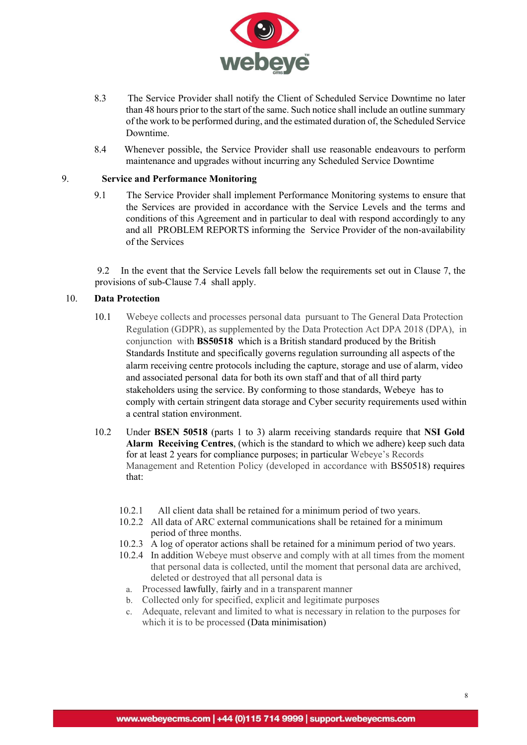8.3 The Service Provider shall notify the Client of Scheduled Service Downtime no later than 48 hours prior to the start of the same. Such notice shall include an outline summary of the work to be performed during, and the estimated duration of, the Scheduled Service Downtime.

8.4 Whenever possible, the Service Provider shall use reasonable endeavours to perform maintenance and upgrades without incurring any Scheduled Service Downtime

## 9. Service and Performance Monitoring

9.1 The Service Provider shall implement Performance Monitoring systems to ensure that the Services are provided in accordance with the Service Levels and the terms and conditions of this Agreement and in particular to deal with respond accordingly to any and all PROBLEM REPORTS informing the Service Provider of the non-availability of the Services

9.2 In the event that the Service Levels fall below the requirements set out in Clause 7, the provisions of sub-Clause 7.4 shall apply.

## 10. Data Protection

10.1 Webeye collects and processes personal data pursuant to The General Data Protection Regulation (GDPR), as supplemented by the Data Protection Act DPA 2018 (DPA), in conjunction with **BS50518** which is a British standard produced by the British Standards Institute and specifically governs regulation surrounding all aspects of the alarm receiving centre protocols including the capture, storage and use of alarm, video and associated personal data for both its own staff and that of all third party stakeholders using the service. By conforming to those standards, Webeye has to comply with certain stringent data storage and Cyber security requirements used within a central station environment.

10.2 Under **BSEN 50518** (parts 1 to 3) alarm receiving standards require that **NSI Gold Alarm Receiving Centres**, (which is the standard to which we adhere) keep such data for at least 2 years for compliance purposes; in particular Webeye's Records Management and Retention Policy (developed in accordance with BS50518) requires that:

10.2.1 All client data shall be retained for a minimum period of two years.

10.2.2 All data of ARC external communications shall be retained for a minimum period of three months.

10.2.3 A log of operator actions shall be retained for a minimum period of two years.

10.2.4 In addition Webeye must observe and comply with at all times from the moment that personal data is collected, until the moment that personal data are archived, deleted or destroyed that all personal data is

a. Processed lawfully, fairly and in a transparent manner
b. Collected only for specified, explicit and legitimate purposes
c. Adequate, relevant and limited to what is necessary in relation to the purposes for which it is to be processed (Data minimisation)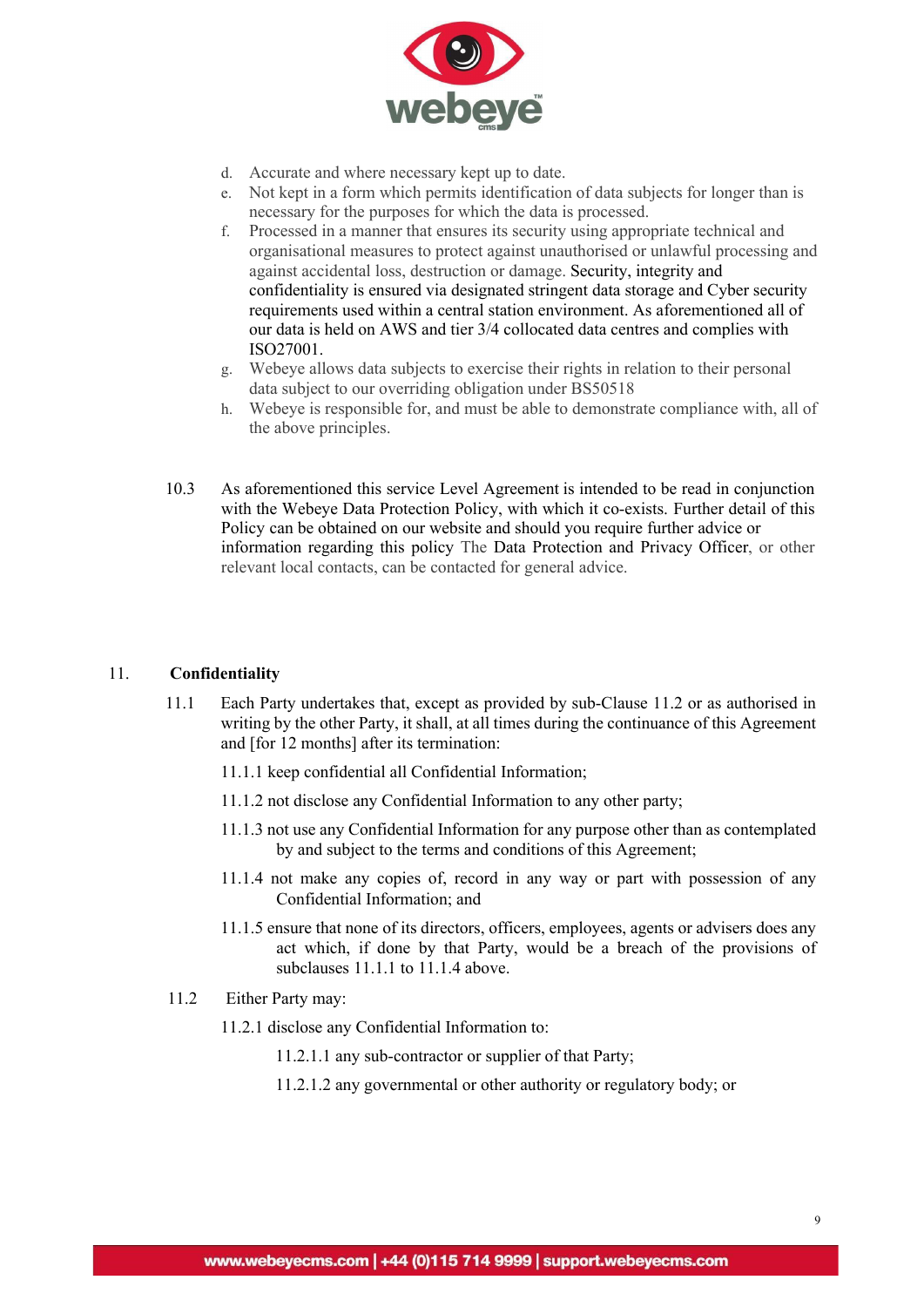d. Accurate and where necessary kept up to date.
e. Not kept in a form which permits identification of data subjects for longer than is necessary for the purposes for which the data is processed.
f. Processed in a manner that ensures its security using appropriate technical and organisational measures to protect against unauthorised or unlawful processing and against accidental loss, destruction or damage. Security, integrity and confidentiality is ensured via designated stringent data storage and Cyber security requirements used within a central station environment. As aforementioned all of our data is held on AWS and tier 3/4 collocated data centres and complies with ISO27001.
g. Webeye allows data subjects to exercise their rights in relation to their personal data subject to our overriding obligation under BS50518
h. Webeye is responsible for, and must be able to demonstrate compliance with, all of the above principles.

10.3 As aforementioned this service Level Agreement is intended to be read in conjunction with the Webeye Data Protection Policy, with which it co-exists. Further detail of this Policy can be obtained on our website and should you require further advice or information regarding this policy The Data Protection and Privacy Officer, or other relevant local contacts, can be contacted for general advice.

## 11. Confidentiality

11.1 Each Party undertakes that, except as provided by sub-Clause 11.2 or as authorised in writing by the other Party, it shall, at all times during the continuance of this Agreement and [for 12 months] after its termination:

11.1.1 keep confidential all Confidential Information;

11.1.2 not disclose any Confidential Information to any other party;

11.1.3 not use any Confidential Information for any purpose other than as contemplated by and subject to the terms and conditions of this Agreement;

11.1.4 not make any copies of, record in any way or part with possession of any Confidential Information; and

11.1.5 ensure that none of its directors, officers, employees, agents or advisers does any act which, if done by that Party, would be a breach of the provisions of subclauses 11.1.1 to 11.1.4 above.

11.2 Either Party may:

11.2.1 disclose any Confidential Information to:

11.2.1.1 any sub-contractor or supplier of that Party;

11.2.1.2 any governmental or other authority or regulatory body; or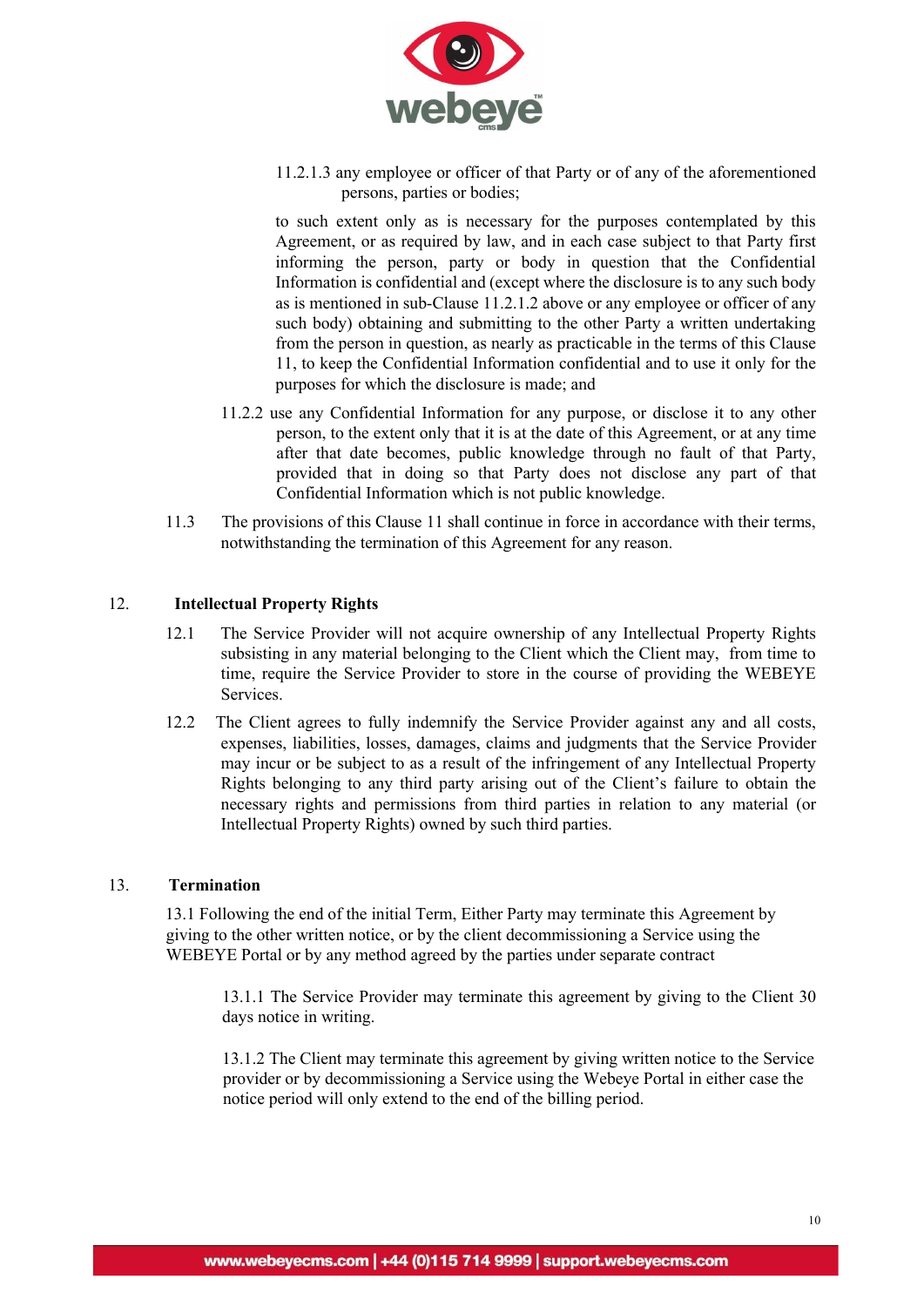11.2.1.3 any employee or officer of that Party or of any of the aforementioned persons, parties or bodies;

to such extent only as is necessary for the purposes contemplated by this Agreement, or as required by law, and in each case subject to that Party first informing the person, party or body in question that the Confidential Information is confidential and (except where the disclosure is to any such body as is mentioned in sub-Clause 11.2.1.2 above or any employee or officer of any such body) obtaining and submitting to the other Party a written undertaking from the person in question, as nearly as practicable in the terms of this Clause 11, to keep the Confidential Information confidential and to use it only for the purposes for which the disclosure is made; and

11.2.2 use any Confidential Information for any purpose, or disclose it to any other person, to the extent only that it is at the date of this Agreement, or at any time after that date becomes, public knowledge through no fault of that Party, provided that in doing so that Party does not disclose any part of that Confidential Information which is not public knowledge.

11.3 The provisions of this Clause 11 shall continue in force in accordance with their terms, notwithstanding the termination of this Agreement for any reason.

## 12. Intellectual Property Rights

12.1 The Service Provider will not acquire ownership of any Intellectual Property Rights subsisting in any material belonging to the Client which the Client may, from time to time, require the Service Provider to store in the course of providing the WEBEYE Services.

12.2 The Client agrees to fully indemnify the Service Provider against any and all costs, expenses, liabilities, losses, damages, claims and judgments that the Service Provider may incur or be subject to as a result of the infringement of any Intellectual Property Rights belonging to any third party arising out of the Client's failure to obtain the necessary rights and permissions from third parties in relation to any material (or Intellectual Property Rights) owned by such third parties.

## 13. Termination

13.1 Following the end of the initial Term, Either Party may terminate this Agreement by giving to the other written notice, or by the client decommissioning a Service using the WEBEYE Portal or by any method agreed by the parties under separate contract

13.1.1 The Service Provider may terminate this agreement by giving to the Client 30 days notice in writing.

13.1.2 The Client may terminate this agreement by giving written notice to the Service provider or by decommissioning a Service using the Webeye Portal in either case the notice period will only extend to the end of the billing period.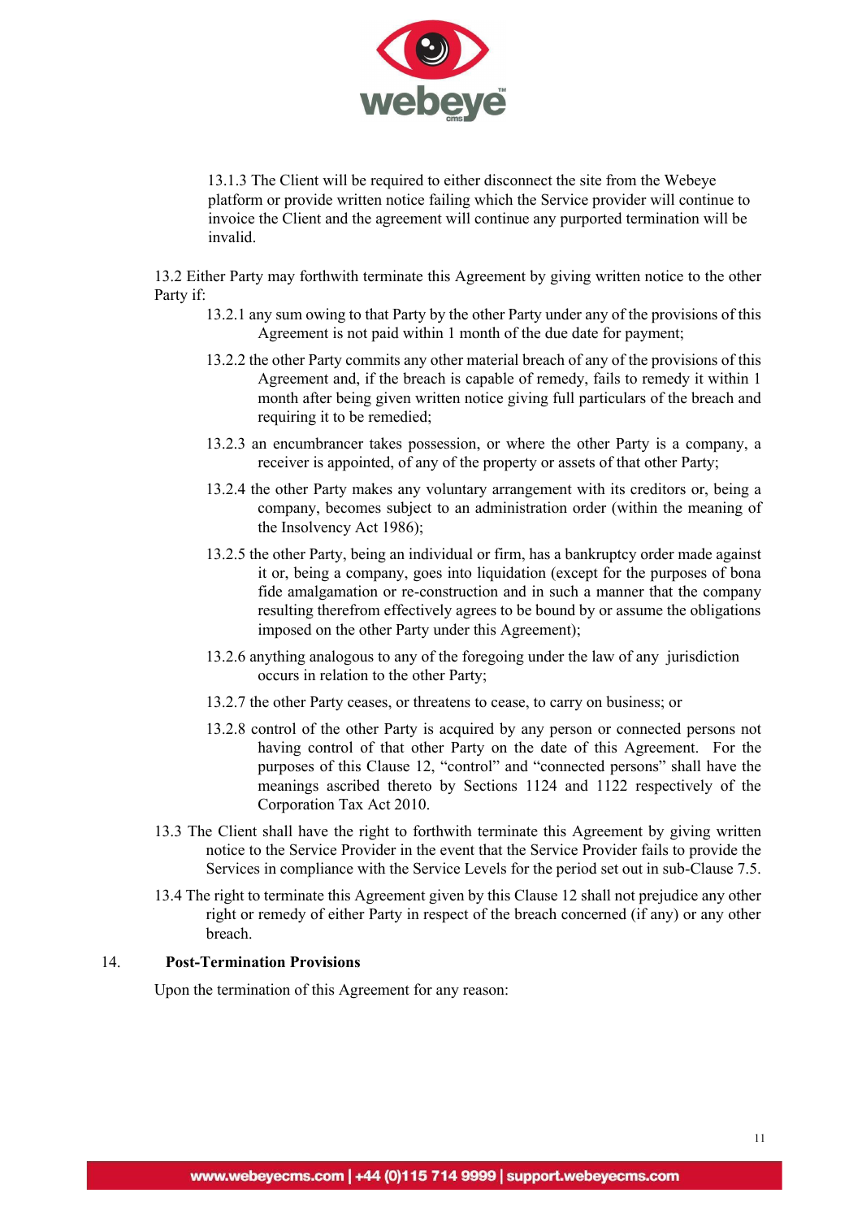13.1.3 The Client will be required to either disconnect the site from the Webeye platform or provide written notice failing which the Service provider will continue to invoice the Client and the agreement will continue any purported termination will be invalid.

13.2 Either Party may forthwith terminate this Agreement by giving written notice to the other Party if:

13.2.1 any sum owing to that Party by the other Party under any of the provisions of this Agreement is not paid within 1 month of the due date for payment;

13.2.2 the other Party commits any other material breach of any of the provisions of this Agreement and, if the breach is capable of remedy, fails to remedy it within 1 month after being given written notice giving full particulars of the breach and requiring it to be remedied;

13.2.3 an encumbrancer takes possession, or where the other Party is a company, a receiver is appointed, of any of the property or assets of that other Party;

13.2.4 the other Party makes any voluntary arrangement with its creditors or, being a company, becomes subject to an administration order (within the meaning of the Insolvency Act 1986);

13.2.5 the other Party, being an individual or firm, has a bankruptcy order made against it or, being a company, goes into liquidation (except for the purposes of bona fide amalgamation or re-construction and in such a manner that the company resulting therefrom effectively agrees to be bound by or assume the obligations imposed on the other Party under this Agreement);

13.2.6 anything analogous to any of the foregoing under the law of any jurisdiction occurs in relation to the other Party;

13.2.7 the other Party ceases, or threatens to cease, to carry on business; or

13.2.8 control of the other Party is acquired by any person or connected persons not having control of that other Party on the date of this Agreement. For the purposes of this Clause 12, "control" and "connected persons" shall have the meanings ascribed thereto by Sections 1124 and 1122 respectively of the Corporation Tax Act 2010.

13.3 The Client shall have the right to forthwith terminate this Agreement by giving written notice to the Service Provider in the event that the Service Provider fails to provide the Services in compliance with the Service Levels for the period set out in sub-Clause 7.5.

13.4 The right to terminate this Agreement given by this Clause 12 shall not prejudice any other right or remedy of either Party in respect of the breach concerned (if any) or any other breach.

## 14. Post-Termination Provisions

Upon the termination of this Agreement for any reason: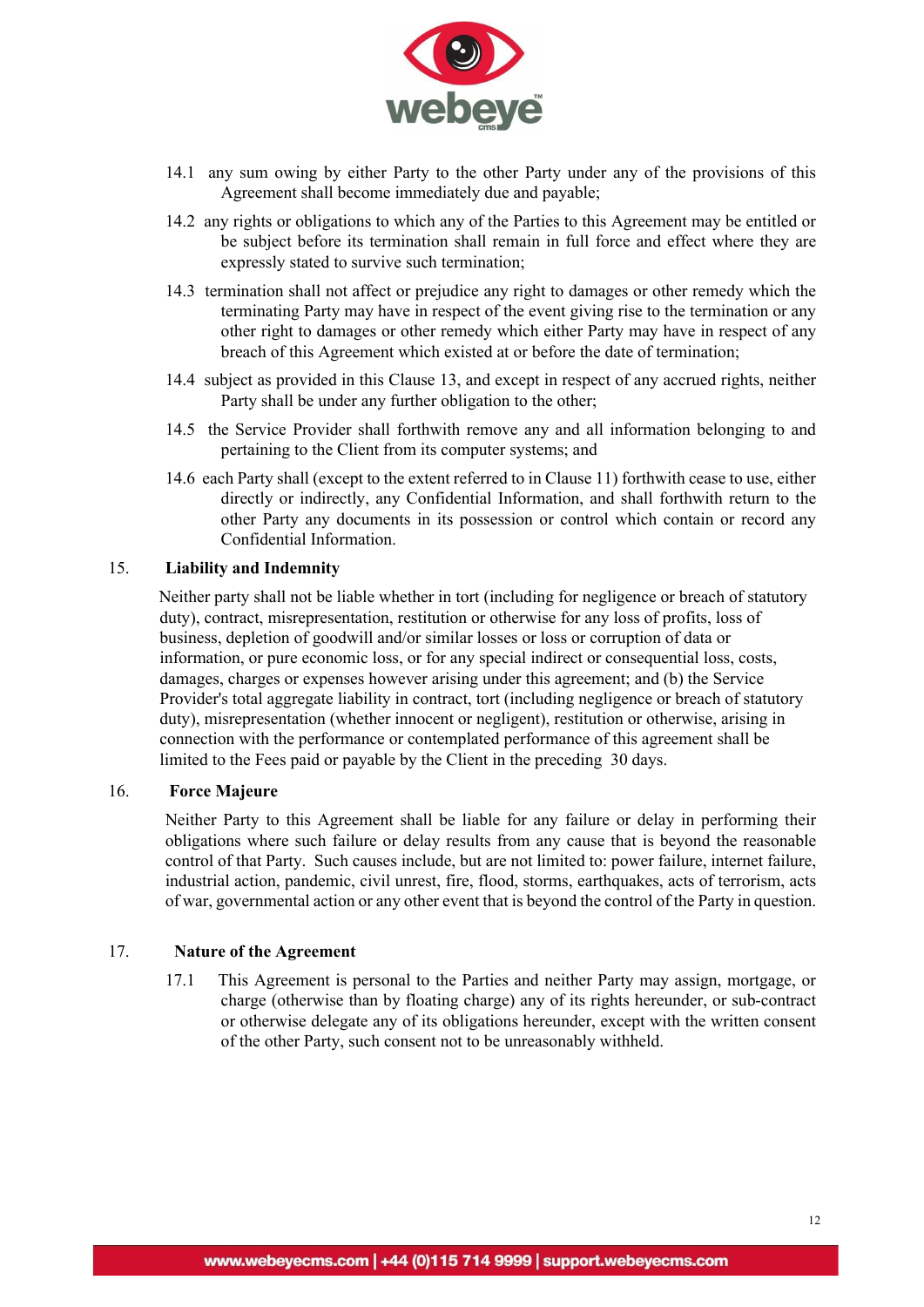14.1 any sum owing by either Party to the other Party under any of the provisions of this Agreement shall become immediately due and payable;

14.2 any rights or obligations to which any of the Parties to this Agreement may be entitled or be subject before its termination shall remain in full force and effect where they are expressly stated to survive such termination;

14.3 termination shall not affect or prejudice any right to damages or other remedy which the terminating Party may have in respect of the event giving rise to the termination or any other right to damages or other remedy which either Party may have in respect of any breach of this Agreement which existed at or before the date of termination;

14.4 subject as provided in this Clause 13, and except in respect of any accrued rights, neither Party shall be under any further obligation to the other;

14.5 the Service Provider shall forthwith remove any and all information belonging to and pertaining to the Client from its computer systems; and

14.6 each Party shall (except to the extent referred to in Clause 11) forthwith cease to use, either directly or indirectly, any Confidential Information, and shall forthwith return to the other Party any documents in its possession or control which contain or record any Confidential Information.

## 15. Liability and Indemnity

Neither party shall not be liable whether in tort (including for negligence or breach of statutory duty), contract, misrepresentation, restitution or otherwise for any loss of profits, loss of business, depletion of goodwill and/or similar losses or loss or corruption of data or information, or pure economic loss, or for any special indirect or consequential loss, costs, damages, charges or expenses however arising under this agreement; and (b) the Service Provider's total aggregate liability in contract, tort (including negligence or breach of statutory duty), misrepresentation (whether innocent or negligent), restitution or otherwise, arising in connection with the performance or contemplated performance of this agreement shall be limited to the Fees paid or payable by the Client in the preceding 30 days.

## 16. Force Majeure

Neither Party to this Agreement shall be liable for any failure or delay in performing their obligations where such failure or delay results from any cause that is beyond the reasonable control of that Party. Such causes include, but are not limited to: power failure, internet failure, industrial action, pandemic, civil unrest, fire, flood, storms, earthquakes, acts of terrorism, acts of war, governmental action or any other event that is beyond the control of the Party in question.

## 17. Nature of the Agreement

17.1 This Agreement is personal to the Parties and neither Party may assign, mortgage, or charge (otherwise than by floating charge) any of its rights hereunder, or sub-contract or otherwise delegate any of its obligations hereunder, except with the written consent of the other Party, such consent not to be unreasonably withheld.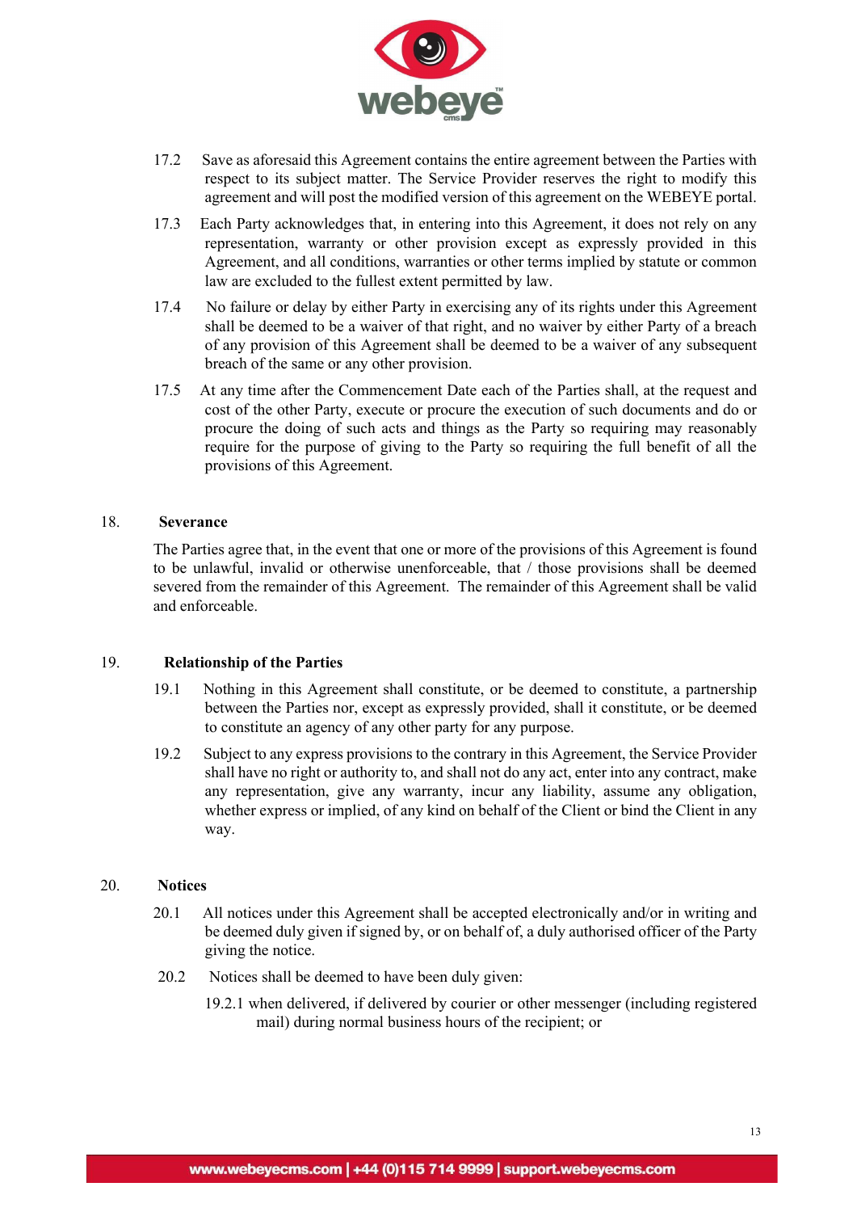17.2 Save as aforesaid this Agreement contains the entire agreement between the Parties with respect to its subject matter. The Service Provider reserves the right to modify this agreement and will post the modified version of this agreement on the WEBEYE portal.

17.3 Each Party acknowledges that, in entering into this Agreement, it does not rely on any representation, warranty or other provision except as expressly provided in this Agreement, and all conditions, warranties or other terms implied by statute or common law are excluded to the fullest extent permitted by law.

17.4 No failure or delay by either Party in exercising any of its rights under this Agreement shall be deemed to be a waiver of that right, and no waiver by either Party of a breach of any provision of this Agreement shall be deemed to be a waiver of any subsequent breach of the same or any other provision.

17.5 At any time after the Commencement Date each of the Parties shall, at the request and cost of the other Party, execute or procure the execution of such documents and do or procure the doing of such acts and things as the Party so requiring may reasonably require for the purpose of giving to the Party so requiring the full benefit of all the provisions of this Agreement.

## 18. Severance

The Parties agree that, in the event that one or more of the provisions of this Agreement is found to be unlawful, invalid or otherwise unenforceable, that / those provisions shall be deemed severed from the remainder of this Agreement. The remainder of this Agreement shall be valid and enforceable.

## 19. Relationship of the Parties

19.1 Nothing in this Agreement shall constitute, or be deemed to constitute, a partnership between the Parties nor, except as expressly provided, shall it constitute, or be deemed to constitute an agency of any other party for any purpose.

19.2 Subject to any express provisions to the contrary in this Agreement, the Service Provider shall have no right or authority to, and shall not do any act, enter into any contract, make any representation, give any warranty, incur any liability, assume any obligation, whether express or implied, of any kind on behalf of the Client or bind the Client in any way.

## 20. Notices

20.1 All notices under this Agreement shall be accepted electronically and/or in writing and be deemed duly given if signed by, or on behalf of, a duly authorised officer of the Party giving the notice.

20.2 Notices shall be deemed to have been duly given:

19.2.1 when delivered, if delivered by courier or other messenger (including registered mail) during normal business hours of the recipient; or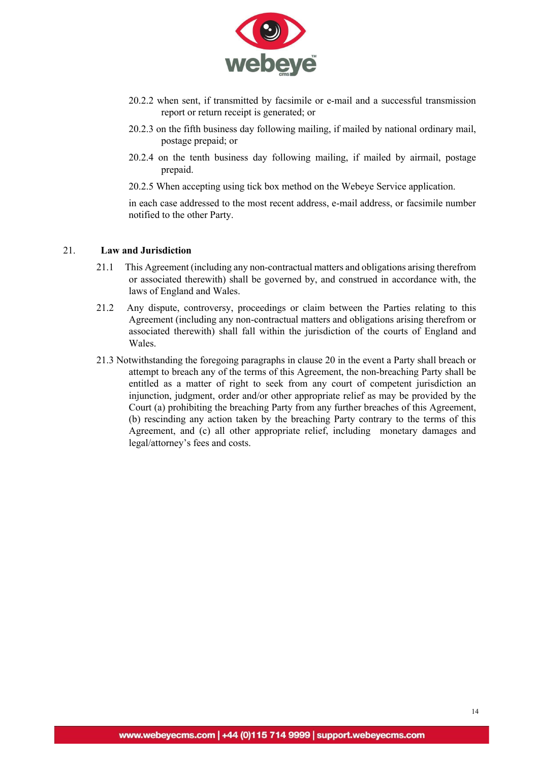20.2.2 when sent, if transmitted by facsimile or e-mail and a successful transmission report or return receipt is generated; or

20.2.3 on the fifth business day following mailing, if mailed by national ordinary mail, postage prepaid; or

20.2.4 on the tenth business day following mailing, if mailed by airmail, postage prepaid.

20.2.5 When accepting using tick box method on the Webeye Service application.

in each case addressed to the most recent address, e-mail address, or facsimile number notified to the other Party.

## 21. Law and Jurisdiction

21.1 This Agreement (including any non-contractual matters and obligations arising therefrom or associated therewith) shall be governed by, and construed in accordance with, the laws of England and Wales.

21.2 Any dispute, controversy, proceedings or claim between the Parties relating to this Agreement (including any non-contractual matters and obligations arising therefrom or associated therewith) shall fall within the jurisdiction of the courts of England and Wales.

21.3 Notwithstanding the foregoing paragraphs in clause 20 in the event a Party shall breach or attempt to breach any of the terms of this Agreement, the non-breaching Party shall be entitled as a matter of right to seek from any court of competent jurisdiction an injunction, judgment, order and/or other appropriate relief as may be provided by the Court (a) prohibiting the breaching Party from any further breaches of this Agreement, (b) rescinding any action taken by the breaching Party contrary to the terms of this Agreement, and (c) all other appropriate relief, including monetary damages and legal/attorney's fees and costs.